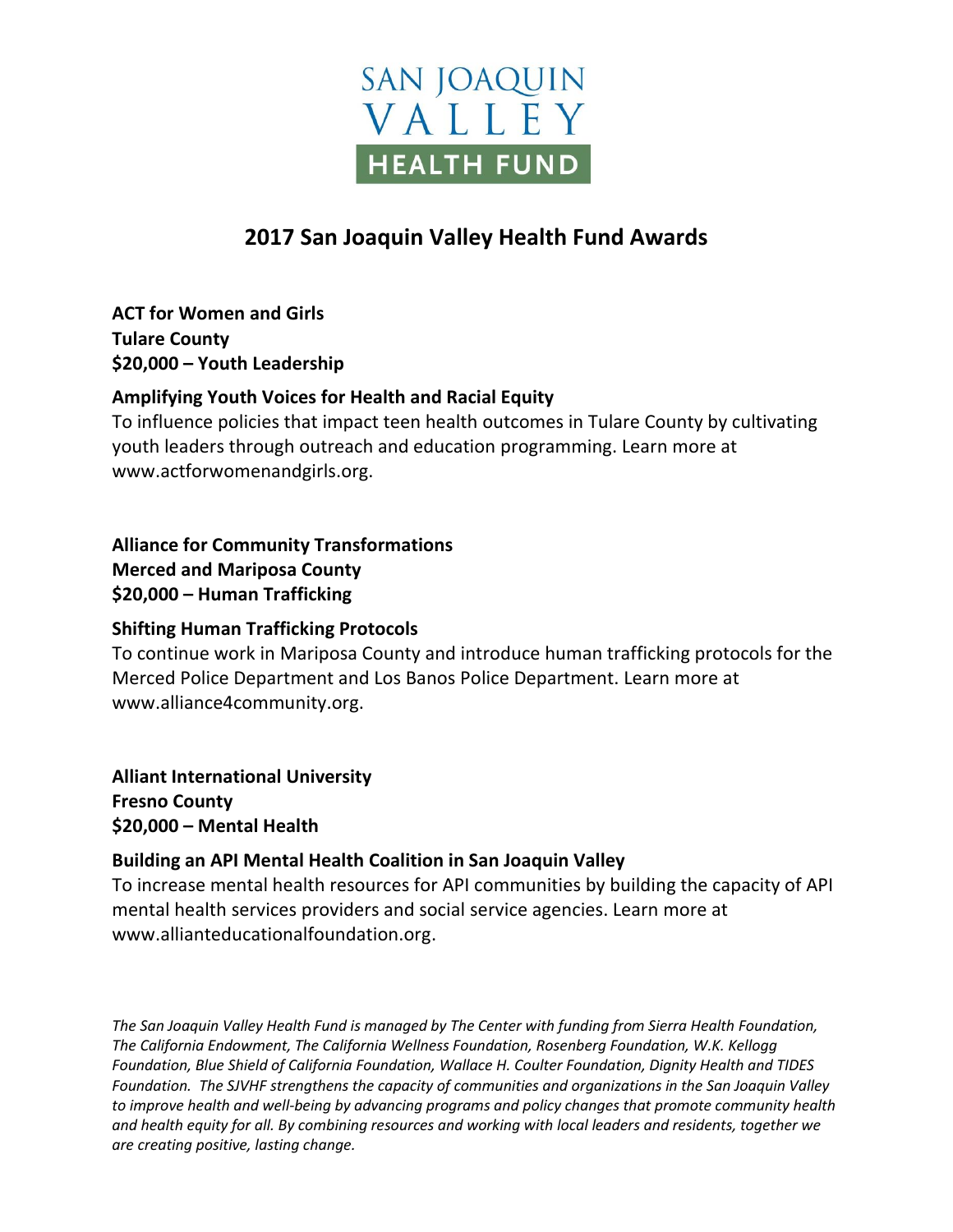SAN JOAQUIN
VALLEY
HEALTH FUND

# 2017 San Joaquin Valley Health Fund Awards

**ACT for Women and Girls**
**Tulare County**
**$20,000 – Youth Leadership**

### Amplifying Youth Voices for Health and Racial Equity

To influence policies that impact teen health outcomes in Tulare County by cultivating youth leaders through outreach and education programming. Learn more at www.actforwomenandgirls.org.

**Alliance for Community Transformations**
**Merced and Mariposa County**
**$20,000 – Human Trafficking**

### Shifting Human Trafficking Protocols

To continue work in Mariposa County and introduce human trafficking protocols for the Merced Police Department and Los Banos Police Department. Learn more at www.alliance4community.org.

**Alliant International University**
**Fresno County**
**$20,000 – Mental Health**

### Building an API Mental Health Coalition in San Joaquin Valley

To increase mental health resources for API communities by building the capacity of API mental health services providers and social service agencies. Learn more at www.allianteducationalfoundation.org.

*The San Joaquin Valley Health Fund is managed by The Center with funding from Sierra Health Foundation, The California Endowment, The California Wellness Foundation, Rosenberg Foundation, W.K. Kellogg Foundation, Blue Shield of California Foundation, Wallace H. Coulter Foundation, Dignity Health and TIDES Foundation. The SJVHF strengthens the capacity of communities and organizations in the San Joaquin Valley to improve health and well-being by advancing programs and policy changes that promote community health and health equity for all. By combining resources and working with local leaders and residents, together we are creating positive, lasting change.*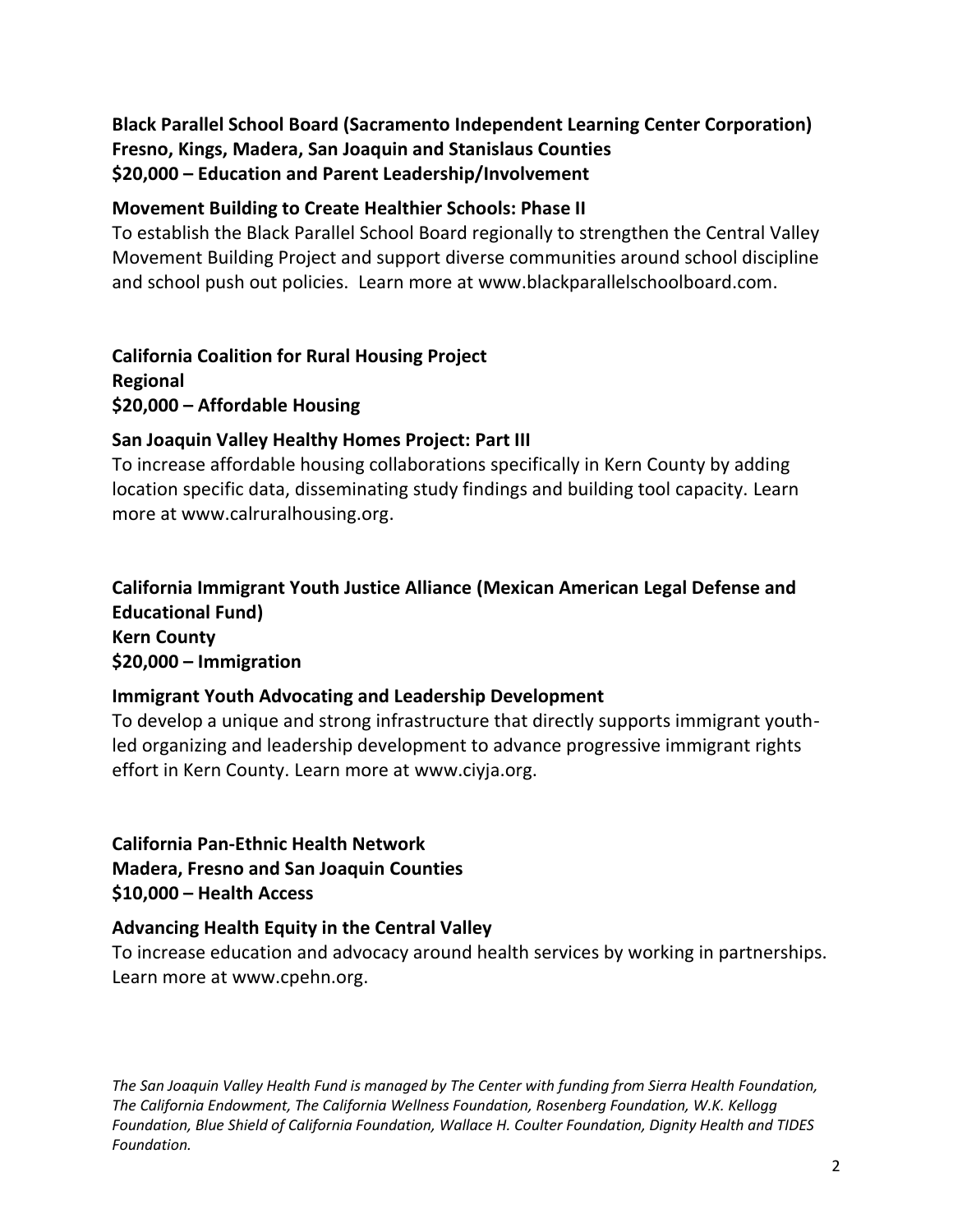**Black Parallel School Board (Sacramento Independent Learning Center Corporation)**
**Fresno, Kings, Madera, San Joaquin and Stanislaus Counties**
**$20,000 – Education and Parent Leadership/Involvement**

**Movement Building to Create Healthier Schools: Phase II**

To establish the Black Parallel School Board regionally to strengthen the Central Valley Movement Building Project and support diverse communities around school discipline and school push out policies. Learn more at www.blackparallelschoolboard.com.

**California Coalition for Rural Housing Project**
**Regional**
**$20,000 – Affordable Housing**

**San Joaquin Valley Healthy Homes Project: Part III**

To increase affordable housing collaborations specifically in Kern County by adding location specific data, disseminating study findings and building tool capacity. Learn more at www.calruralhousing.org.

**California Immigrant Youth Justice Alliance (Mexican American Legal Defense and Educational Fund)**
**Kern County**
**$20,000 – Immigration**

**Immigrant Youth Advocating and Leadership Development**

To develop a unique and strong infrastructure that directly supports immigrant youth-led organizing and leadership development to advance progressive immigrant rights effort in Kern County. Learn more at www.ciyja.org.

**California Pan-Ethnic Health Network**
**Madera, Fresno and San Joaquin Counties**
**$10,000 – Health Access**

**Advancing Health Equity in the Central Valley**

To increase education and advocacy around health services by working in partnerships. Learn more at www.cpehn.org.

*The San Joaquin Valley Health Fund is managed by The Center with funding from Sierra Health Foundation, The California Endowment, The California Wellness Foundation, Rosenberg Foundation, W.K. Kellogg Foundation, Blue Shield of California Foundation, Wallace H. Coulter Foundation, Dignity Health and TIDES Foundation.*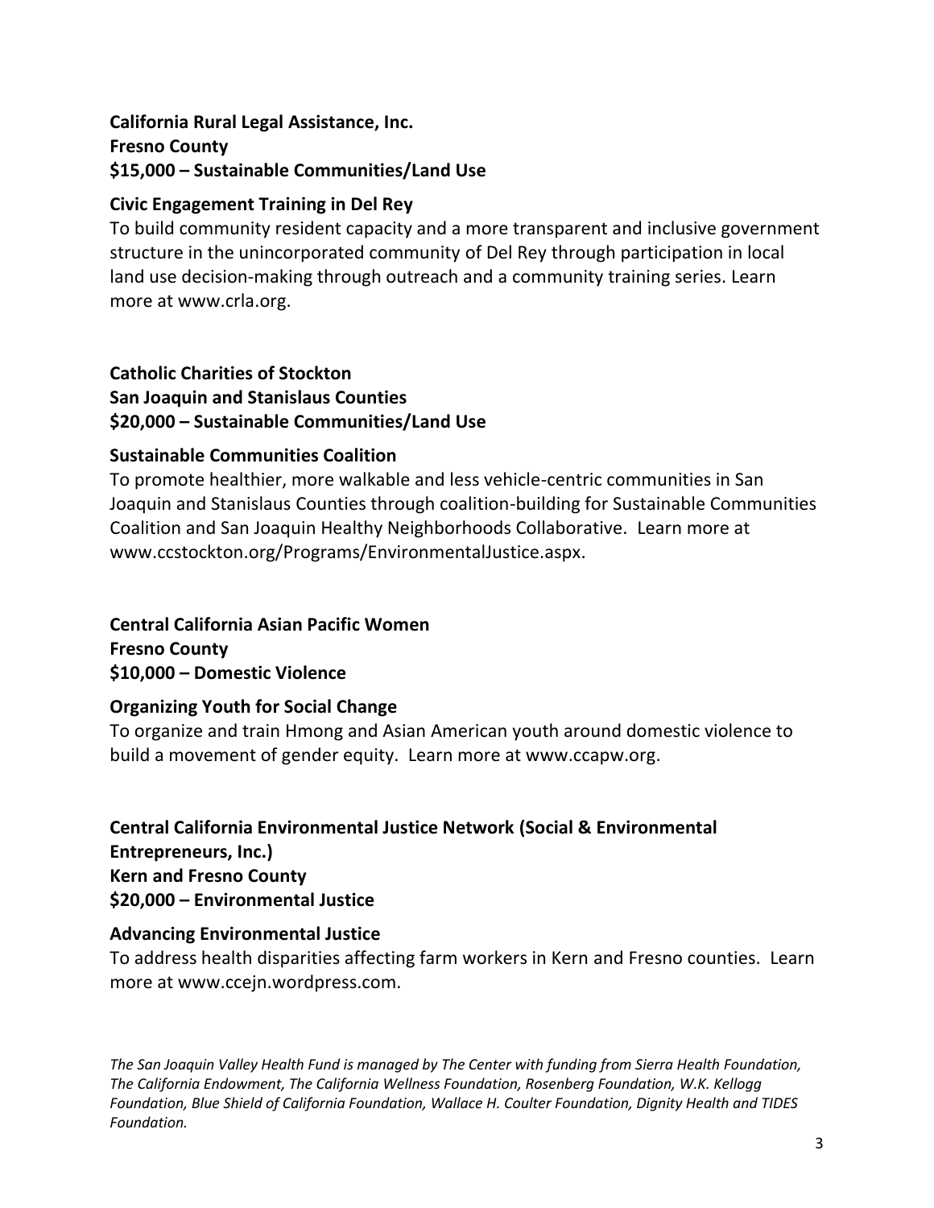**California Rural Legal Assistance, Inc.**
**Fresno County**
**$15,000 – Sustainable Communities/Land Use**

**Civic Engagement Training in Del Rey**

To build community resident capacity and a more transparent and inclusive government structure in the unincorporated community of Del Rey through participation in local land use decision-making through outreach and a community training series. Learn more at www.crla.org.

**Catholic Charities of Stockton**
**San Joaquin and Stanislaus Counties**
**$20,000 – Sustainable Communities/Land Use**

**Sustainable Communities Coalition**

To promote healthier, more walkable and less vehicle-centric communities in San Joaquin and Stanislaus Counties through coalition-building for Sustainable Communities Coalition and San Joaquin Healthy Neighborhoods Collaborative. Learn more at www.ccstockton.org/Programs/EnvironmentalJustice.aspx.

**Central California Asian Pacific Women**
**Fresno County**
**$10,000 – Domestic Violence**

**Organizing Youth for Social Change**

To organize and train Hmong and Asian American youth around domestic violence to build a movement of gender equity. Learn more at www.ccapw.org.

**Central California Environmental Justice Network (Social & Environmental Entrepreneurs, Inc.)**
**Kern and Fresno County**
**$20,000 – Environmental Justice**

**Advancing Environmental Justice**

To address health disparities affecting farm workers in Kern and Fresno counties. Learn more at www.ccejn.wordpress.com.

*The San Joaquin Valley Health Fund is managed by The Center with funding from Sierra Health Foundation, The California Endowment, The California Wellness Foundation, Rosenberg Foundation, W.K. Kellogg Foundation, Blue Shield of California Foundation, Wallace H. Coulter Foundation, Dignity Health and TIDES Foundation.*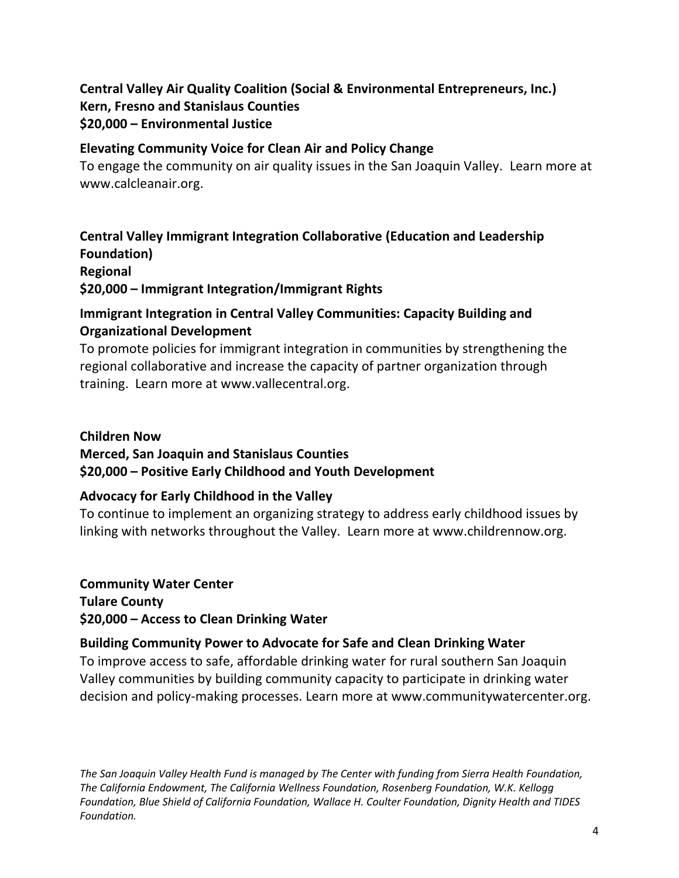**Central Valley Air Quality Coalition (Social & Environmental Entrepreneurs, Inc.)**
**Kern, Fresno and Stanislaus Counties**
**$20,000 – Environmental Justice**

**Elevating Community Voice for Clean Air and Policy Change**
To engage the community on air quality issues in the San Joaquin Valley. Learn more at www.calcleanair.org.

**Central Valley Immigrant Integration Collaborative (Education and Leadership Foundation)**
**Regional**
**$20,000 – Immigrant Integration/Immigrant Rights**

**Immigrant Integration in Central Valley Communities: Capacity Building and Organizational Development**
To promote policies for immigrant integration in communities by strengthening the regional collaborative and increase the capacity of partner organization through training. Learn more at www.vallecentral.org.

**Children Now**
**Merced, San Joaquin and Stanislaus Counties**
**$20,000 – Positive Early Childhood and Youth Development**

**Advocacy for Early Childhood in the Valley**
To continue to implement an organizing strategy to address early childhood issues by linking with networks throughout the Valley. Learn more at www.childrennow.org.

**Community Water Center**
**Tulare County**
**$20,000 – Access to Clean Drinking Water**

**Building Community Power to Advocate for Safe and Clean Drinking Water**
To improve access to safe, affordable drinking water for rural southern San Joaquin Valley communities by building community capacity to participate in drinking water decision and policy-making processes. Learn more at www.communitywatercenter.org.

*The San Joaquin Valley Health Fund is managed by The Center with funding from Sierra Health Foundation, The California Endowment, The California Wellness Foundation, Rosenberg Foundation, W.K. Kellogg Foundation, Blue Shield of California Foundation, Wallace H. Coulter Foundation, Dignity Health and TIDES Foundation.*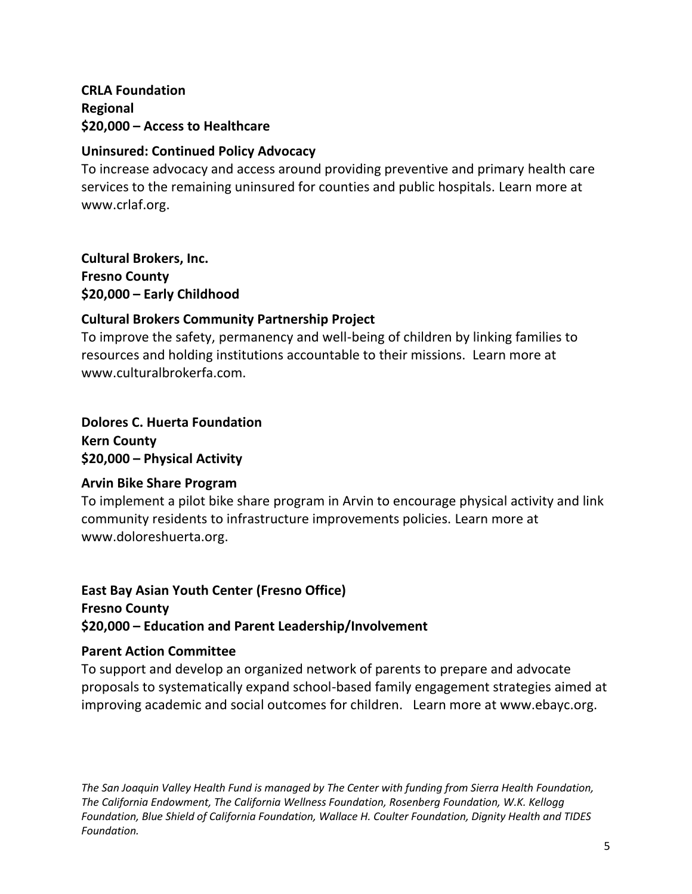**CRLA Foundation**
**Regional**
**$20,000 – Access to Healthcare**

**Uninsured: Continued Policy Advocacy**
To increase advocacy and access around providing preventive and primary health care services to the remaining uninsured for counties and public hospitals. Learn more at www.crlaf.org.

**Cultural Brokers, Inc.**
**Fresno County**
**$20,000 – Early Childhood**

**Cultural Brokers Community Partnership Project**
To improve the safety, permanency and well-being of children by linking families to resources and holding institutions accountable to their missions. Learn more at www.culturalbrokerfa.com.

**Dolores C. Huerta Foundation**
**Kern County**
**$20,000 – Physical Activity**

**Arvin Bike Share Program**
To implement a pilot bike share program in Arvin to encourage physical activity and link community residents to infrastructure improvements policies. Learn more at www.doloreshuerta.org.

**East Bay Asian Youth Center (Fresno Office)**
**Fresno County**
**$20,000 – Education and Parent Leadership/Involvement**

**Parent Action Committee**
To support and develop an organized network of parents to prepare and advocate proposals to systematically expand school-based family engagement strategies aimed at improving academic and social outcomes for children. Learn more at www.ebayc.org.

*The San Joaquin Valley Health Fund is managed by The Center with funding from Sierra Health Foundation, The California Endowment, The California Wellness Foundation, Rosenberg Foundation, W.K. Kellogg Foundation, Blue Shield of California Foundation, Wallace H. Coulter Foundation, Dignity Health and TIDES Foundation.*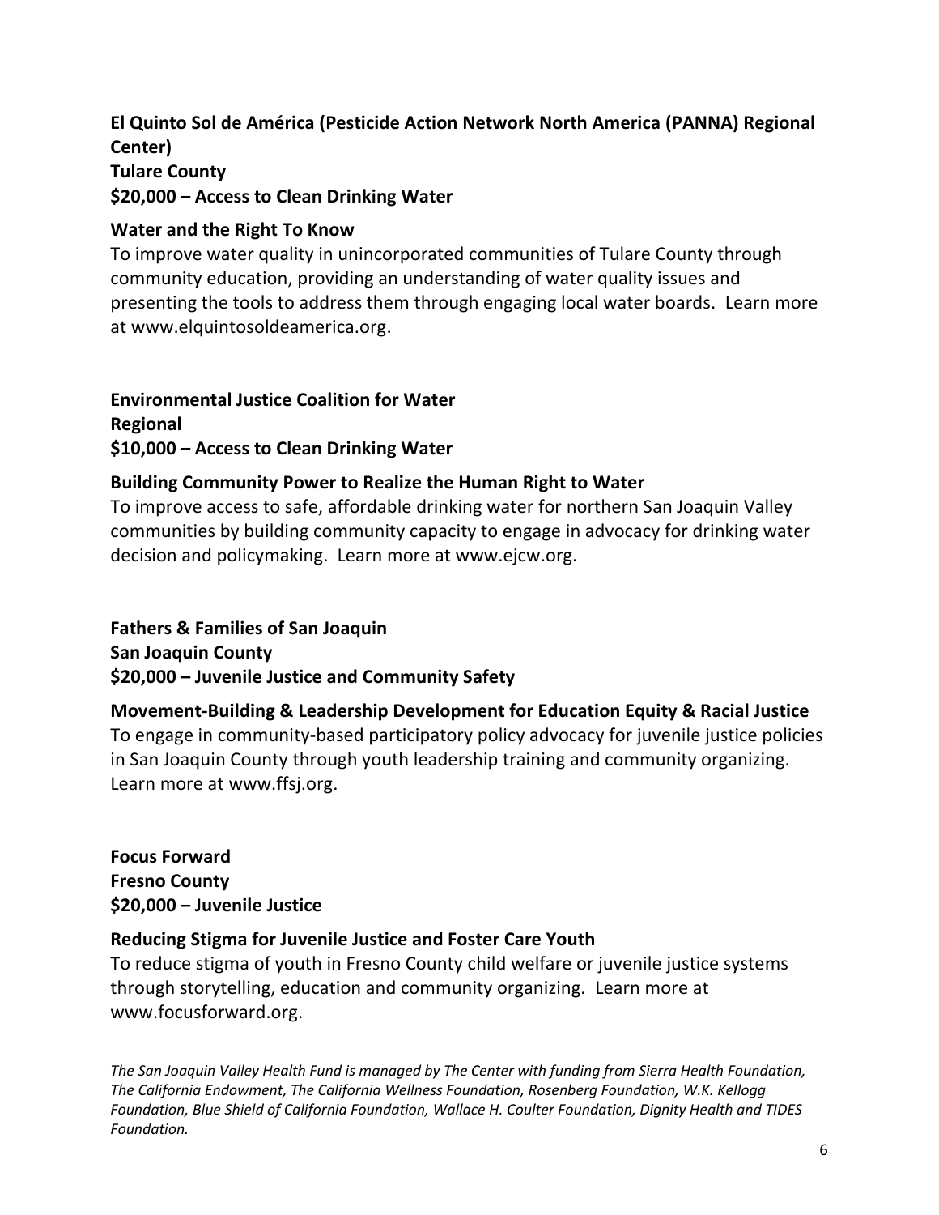**El Quinto Sol de América (Pesticide Action Network North America (PANNA) Regional Center)**
**Tulare County**
**$20,000 – Access to Clean Drinking Water**

**Water and the Right To Know**
To improve water quality in unincorporated communities of Tulare County through community education, providing an understanding of water quality issues and presenting the tools to address them through engaging local water boards. Learn more at www.elquintosoldeamerica.org.

**Environmental Justice Coalition for Water**
**Regional**
**$10,000 – Access to Clean Drinking Water**

**Building Community Power to Realize the Human Right to Water**
To improve access to safe, affordable drinking water for northern San Joaquin Valley communities by building community capacity to engage in advocacy for drinking water decision and policymaking. Learn more at www.ejcw.org.

**Fathers & Families of San Joaquin**
**San Joaquin County**
**$20,000 – Juvenile Justice and Community Safety**

**Movement-Building & Leadership Development for Education Equity & Racial Justice**
To engage in community-based participatory policy advocacy for juvenile justice policies in San Joaquin County through youth leadership training and community organizing. Learn more at www.ffsj.org.

**Focus Forward**
**Fresno County**
**$20,000 – Juvenile Justice**

**Reducing Stigma for Juvenile Justice and Foster Care Youth**
To reduce stigma of youth in Fresno County child welfare or juvenile justice systems through storytelling, education and community organizing. Learn more at www.focusforward.org.

*The San Joaquin Valley Health Fund is managed by The Center with funding from Sierra Health Foundation, The California Endowment, The California Wellness Foundation, Rosenberg Foundation, W.K. Kellogg Foundation, Blue Shield of California Foundation, Wallace H. Coulter Foundation, Dignity Health and TIDES Foundation.*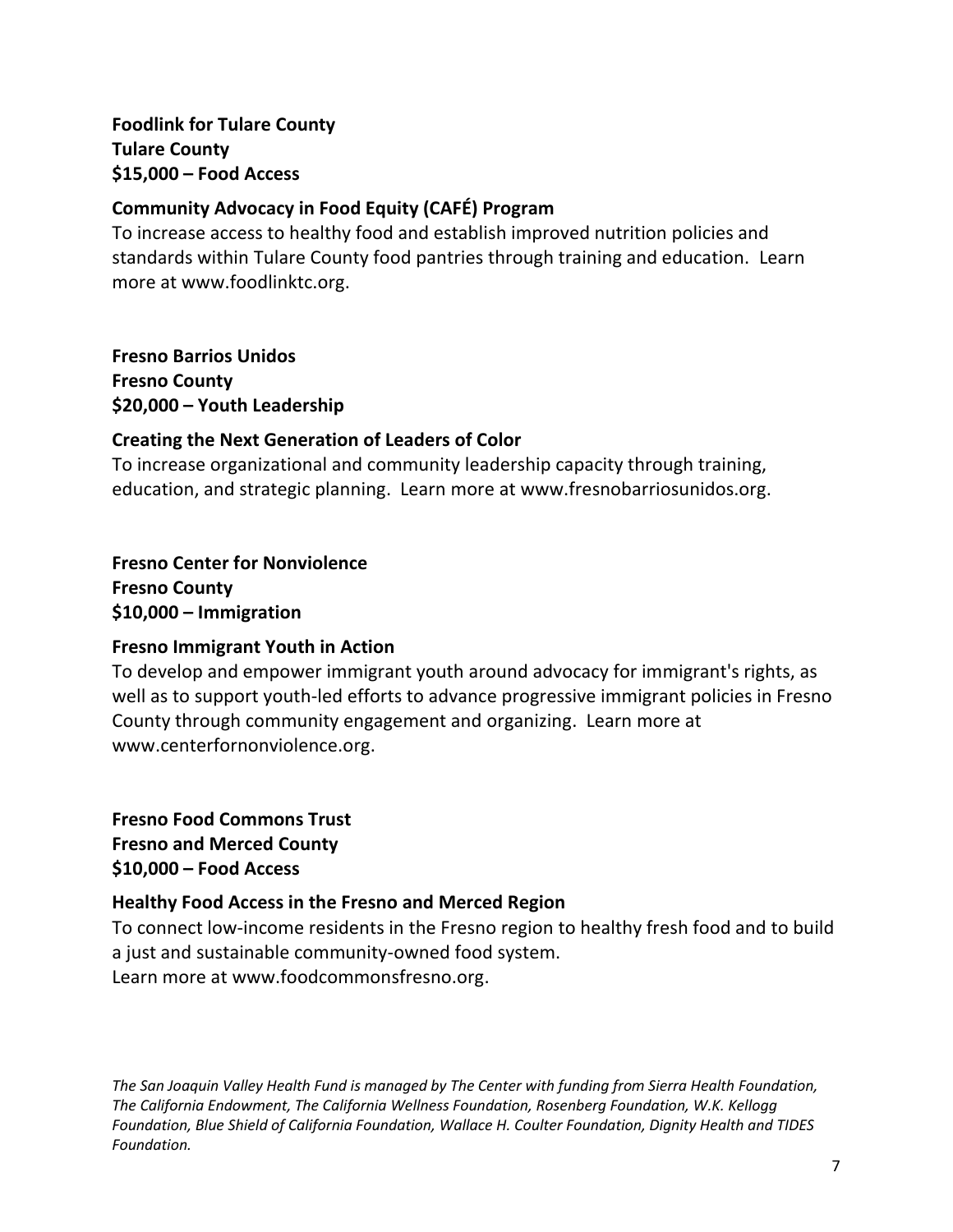**Foodlink for Tulare County**
**Tulare County**
**$15,000 – Food Access**

**Community Advocacy in Food Equity (CAFÉ) Program**

To increase access to healthy food and establish improved nutrition policies and standards within Tulare County food pantries through training and education. Learn more at www.foodlinktc.org.

**Fresno Barrios Unidos**
**Fresno County**
**$20,000 – Youth Leadership**

**Creating the Next Generation of Leaders of Color**

To increase organizational and community leadership capacity through training, education, and strategic planning. Learn more at www.fresnobarriosunidos.org.

**Fresno Center for Nonviolence**
**Fresno County**
**$10,000 – Immigration**

**Fresno Immigrant Youth in Action**

To develop and empower immigrant youth around advocacy for immigrant's rights, as well as to support youth-led efforts to advance progressive immigrant policies in Fresno County through community engagement and organizing. Learn more at www.centerfornonviolence.org.

**Fresno Food Commons Trust**
**Fresno and Merced County**
**$10,000 – Food Access**

**Healthy Food Access in the Fresno and Merced Region**

To connect low-income residents in the Fresno region to healthy fresh food and to build a just and sustainable community-owned food system.
Learn more at www.foodcommonsfresno.org.

*The San Joaquin Valley Health Fund is managed by The Center with funding from Sierra Health Foundation, The California Endowment, The California Wellness Foundation, Rosenberg Foundation, W.K. Kellogg Foundation, Blue Shield of California Foundation, Wallace H. Coulter Foundation, Dignity Health and TIDES Foundation.*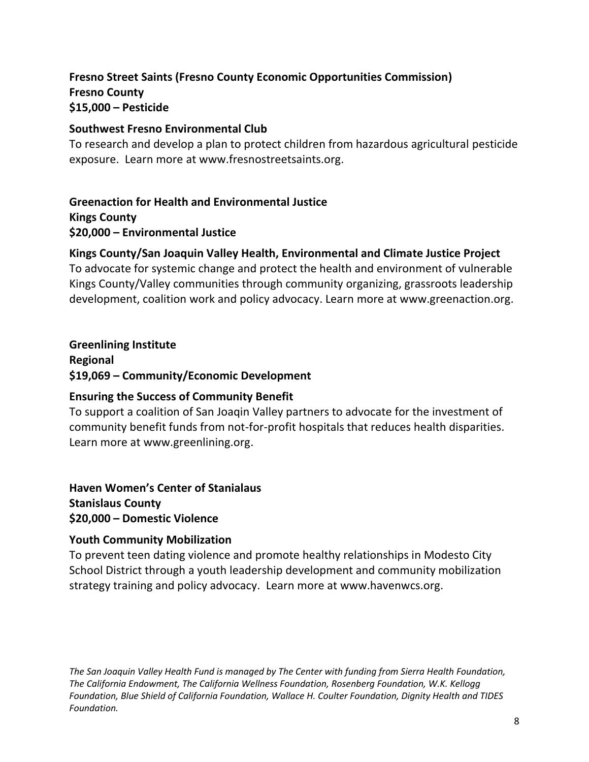**Fresno Street Saints (Fresno County Economic Opportunities Commission)**
**Fresno County**
**$15,000 – Pesticide**

**Southwest Fresno Environmental Club**
To research and develop a plan to protect children from hazardous agricultural pesticide exposure. Learn more at www.fresnostreetsaints.org.

**Greenaction for Health and Environmental Justice**
**Kings County**
**$20,000 – Environmental Justice**

**Kings County/San Joaquin Valley Health, Environmental and Climate Justice Project**
To advocate for systemic change and protect the health and environment of vulnerable Kings County/Valley communities through community organizing, grassroots leadership development, coalition work and policy advocacy. Learn more at www.greenaction.org.

**Greenlining Institute**
**Regional**
**$19,069 – Community/Economic Development**

**Ensuring the Success of Community Benefit**
To support a coalition of San Joaqin Valley partners to advocate for the investment of community benefit funds from not-for-profit hospitals that reduces health disparities. Learn more at www.greenlining.org.

**Haven Women's Center of Stanialaus**
**Stanislaus County**
**$20,000 – Domestic Violence**

**Youth Community Mobilization**
To prevent teen dating violence and promote healthy relationships in Modesto City School District through a youth leadership development and community mobilization strategy training and policy advocacy. Learn more at www.havenwcs.org.

*The San Joaquin Valley Health Fund is managed by The Center with funding from Sierra Health Foundation, The California Endowment, The California Wellness Foundation, Rosenberg Foundation, W.K. Kellogg Foundation, Blue Shield of California Foundation, Wallace H. Coulter Foundation, Dignity Health and TIDES Foundation.*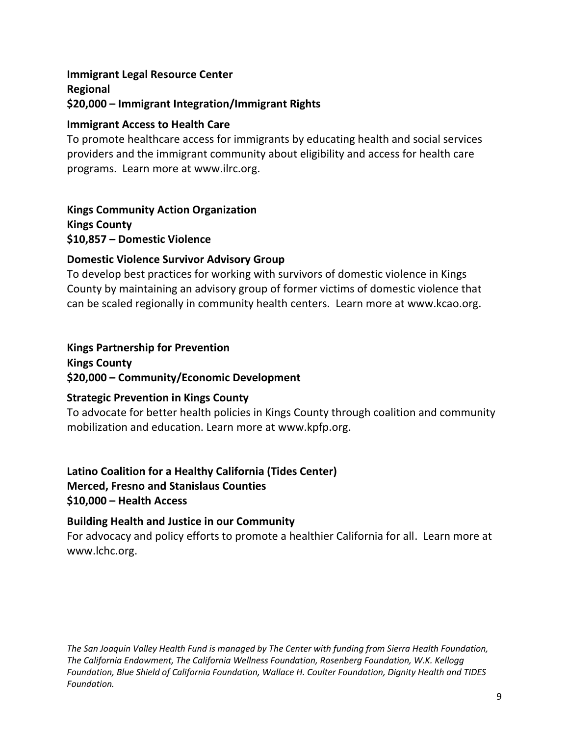**Immigrant Legal Resource Center**
**Regional**
**$20,000 – Immigrant Integration/Immigrant Rights**

**Immigrant Access to Health Care**
To promote healthcare access for immigrants by educating health and social services providers and the immigrant community about eligibility and access for health care programs. Learn more at www.ilrc.org.

**Kings Community Action Organization**
**Kings County**
**$10,857 – Domestic Violence**

**Domestic Violence Survivor Advisory Group**
To develop best practices for working with survivors of domestic violence in Kings County by maintaining an advisory group of former victims of domestic violence that can be scaled regionally in community health centers. Learn more at www.kcao.org.

**Kings Partnership for Prevention**
**Kings County**
**$20,000 – Community/Economic Development**

**Strategic Prevention in Kings County**
To advocate for better health policies in Kings County through coalition and community mobilization and education. Learn more at www.kpfp.org.

**Latino Coalition for a Healthy California (Tides Center)**
**Merced, Fresno and Stanislaus Counties**
**$10,000 – Health Access**

**Building Health and Justice in our Community**
For advocacy and policy efforts to promote a healthier California for all. Learn more at www.lchc.org.

*The San Joaquin Valley Health Fund is managed by The Center with funding from Sierra Health Foundation, The California Endowment, The California Wellness Foundation, Rosenberg Foundation, W.K. Kellogg Foundation, Blue Shield of California Foundation, Wallace H. Coulter Foundation, Dignity Health and TIDES Foundation.*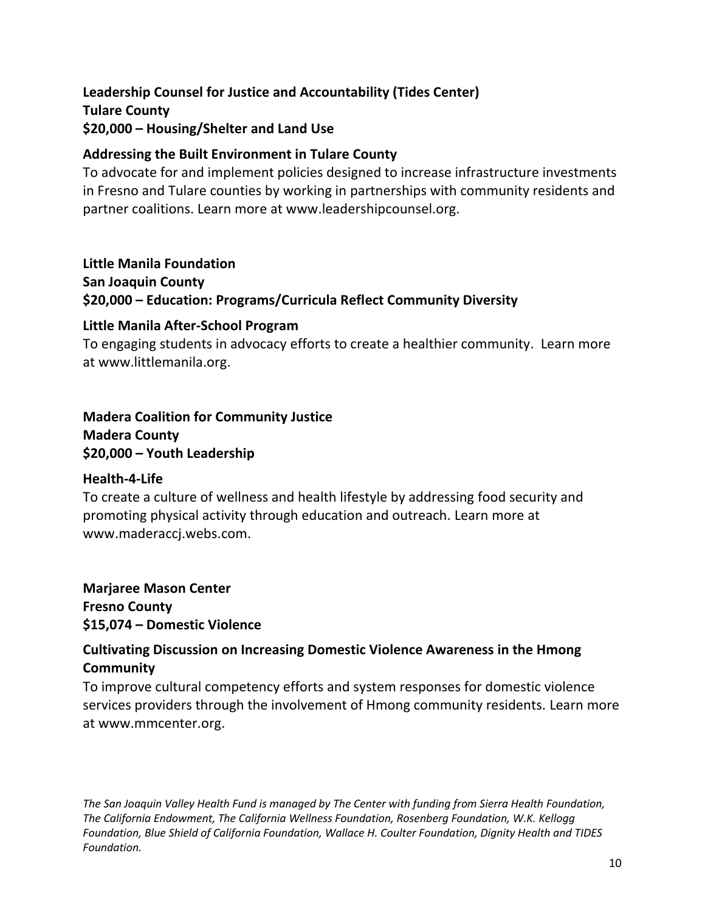**Leadership Counsel for Justice and Accountability (Tides Center)**
**Tulare County**
**$20,000 – Housing/Shelter and Land Use**

**Addressing the Built Environment in Tulare County**

To advocate for and implement policies designed to increase infrastructure investments in Fresno and Tulare counties by working in partnerships with community residents and partner coalitions. Learn more at www.leadershipcounsel.org.

**Little Manila Foundation**
**San Joaquin County**
**$20,000 – Education: Programs/Curricula Reflect Community Diversity**

**Little Manila After-School Program**

To engaging students in advocacy efforts to create a healthier community. Learn more at www.littlemanila.org.

**Madera Coalition for Community Justice**
**Madera County**
**$20,000 – Youth Leadership**

**Health-4-Life**

To create a culture of wellness and health lifestyle by addressing food security and promoting physical activity through education and outreach. Learn more at www.maderaccj.webs.com.

**Marjaree Mason Center**
**Fresno County**
**$15,074 – Domestic Violence**

**Cultivating Discussion on Increasing Domestic Violence Awareness in the Hmong Community**

To improve cultural competency efforts and system responses for domestic violence services providers through the involvement of Hmong community residents. Learn more at www.mmcenter.org.

*The San Joaquin Valley Health Fund is managed by The Center with funding from Sierra Health Foundation, The California Endowment, The California Wellness Foundation, Rosenberg Foundation, W.K. Kellogg Foundation, Blue Shield of California Foundation, Wallace H. Coulter Foundation, Dignity Health and TIDES Foundation.*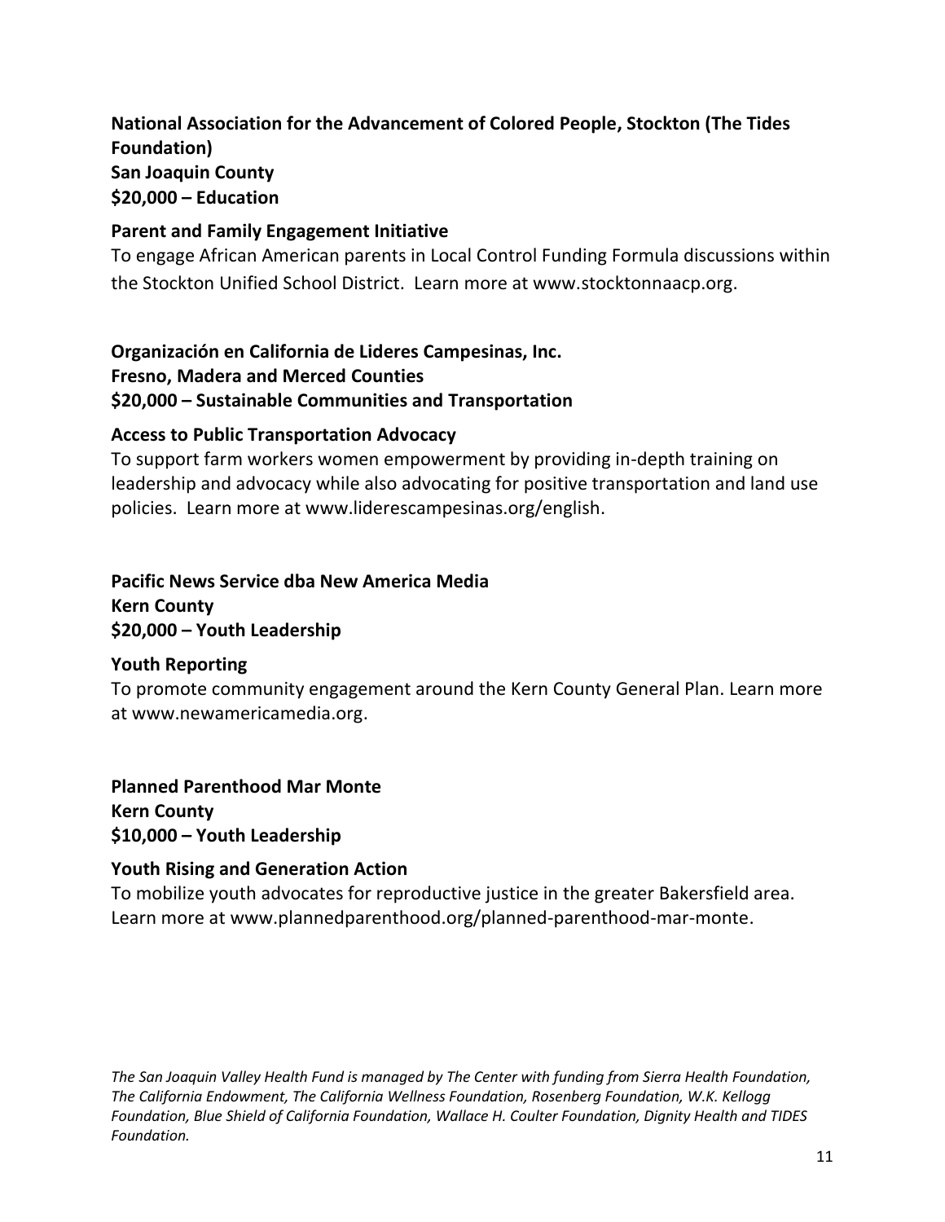**National Association for the Advancement of Colored People, Stockton (The Tides Foundation)**
**San Joaquin County**
**$20,000 – Education**

**Parent and Family Engagement Initiative**

To engage African American parents in Local Control Funding Formula discussions within the Stockton Unified School District. Learn more at www.stocktonnaacp.org.

**Organización en California de Lideres Campesinas, Inc.**
**Fresno, Madera and Merced Counties**
**$20,000 – Sustainable Communities and Transportation**

**Access to Public Transportation Advocacy**

To support farm workers women empowerment by providing in-depth training on leadership and advocacy while also advocating for positive transportation and land use policies. Learn more at www.liderescampesinas.org/english.

**Pacific News Service dba New America Media**
**Kern County**
**$20,000 – Youth Leadership**

**Youth Reporting**

To promote community engagement around the Kern County General Plan. Learn more at www.newamericamedia.org.

**Planned Parenthood Mar Monte**
**Kern County**
**$10,000 – Youth Leadership**

**Youth Rising and Generation Action**

To mobilize youth advocates for reproductive justice in the greater Bakersfield area. Learn more at www.plannedparenthood.org/planned-parenthood-mar-monte.

*The San Joaquin Valley Health Fund is managed by The Center with funding from Sierra Health Foundation, The California Endowment, The California Wellness Foundation, Rosenberg Foundation, W.K. Kellogg Foundation, Blue Shield of California Foundation, Wallace H. Coulter Foundation, Dignity Health and TIDES Foundation.*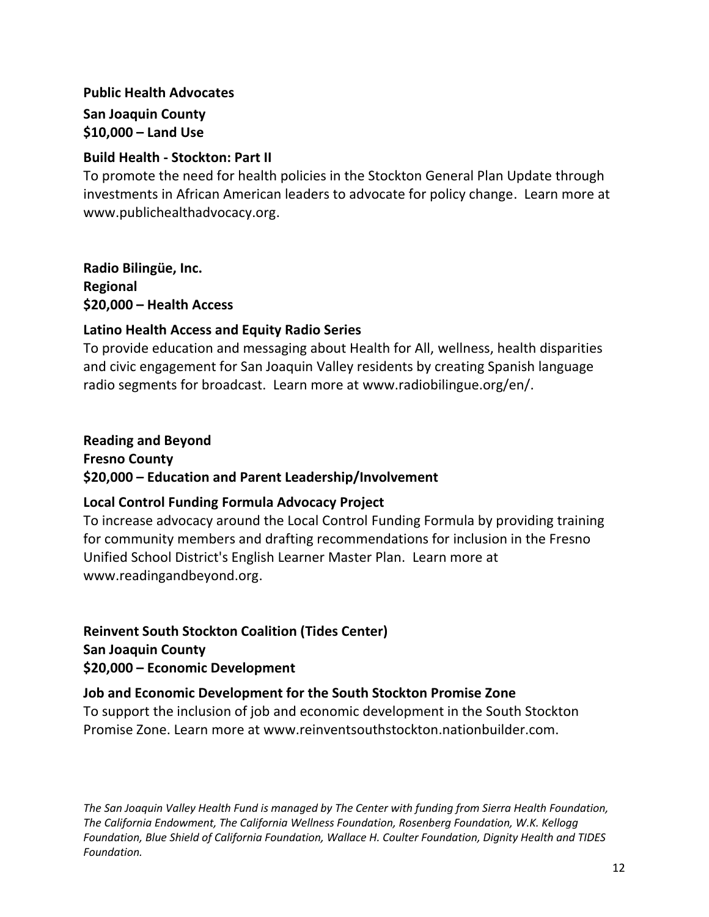**Public Health Advocates**

**San Joaquin County**
**$10,000 – Land Use**

**Build Health - Stockton: Part II**

To promote the need for health policies in the Stockton General Plan Update through investments in African American leaders to advocate for policy change. Learn more at www.publichealthadvocacy.org.

**Radio Bilingüe, Inc.**
**Regional**
**$20,000 – Health Access**

**Latino Health Access and Equity Radio Series**

To provide education and messaging about Health for All, wellness, health disparities and civic engagement for San Joaquin Valley residents by creating Spanish language radio segments for broadcast. Learn more at www.radiobilingue.org/en/.

**Reading and Beyond**
**Fresno County**
**$20,000 – Education and Parent Leadership/Involvement**

**Local Control Funding Formula Advocacy Project**

To increase advocacy around the Local Control Funding Formula by providing training for community members and drafting recommendations for inclusion in the Fresno Unified School District's English Learner Master Plan. Learn more at www.readingandbeyond.org.

**Reinvent South Stockton Coalition (Tides Center)**
**San Joaquin County**
**$20,000 – Economic Development**

**Job and Economic Development for the South Stockton Promise Zone**

To support the inclusion of job and economic development in the South Stockton Promise Zone. Learn more at www.reinventsouthstockton.nationbuilder.com.

*The San Joaquin Valley Health Fund is managed by The Center with funding from Sierra Health Foundation, The California Endowment, The California Wellness Foundation, Rosenberg Foundation, W.K. Kellogg Foundation, Blue Shield of California Foundation, Wallace H. Coulter Foundation, Dignity Health and TIDES Foundation.*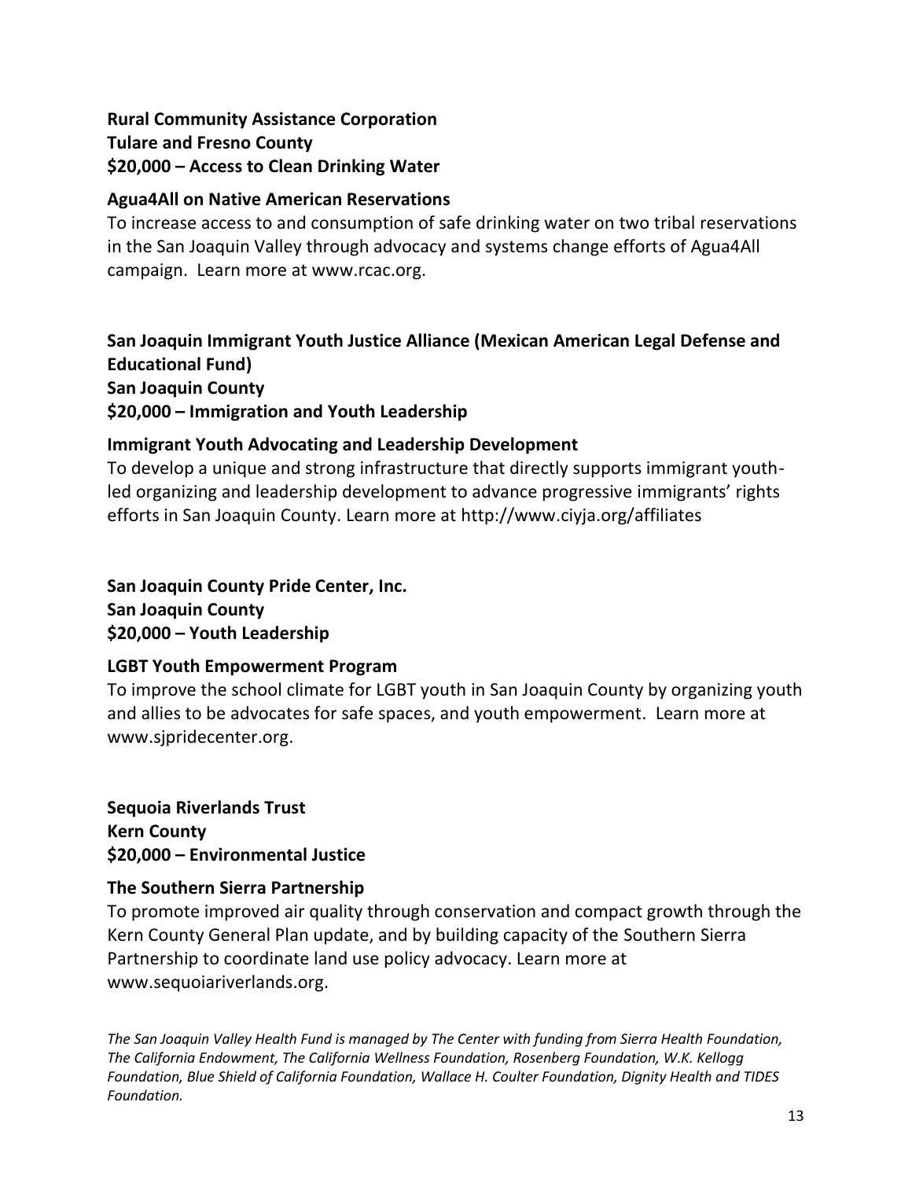**Rural Community Assistance Corporation**
**Tulare and Fresno County**
**$20,000 – Access to Clean Drinking Water**

**Agua4All on Native American Reservations**

To increase access to and consumption of safe drinking water on two tribal reservations in the San Joaquin Valley through advocacy and systems change efforts of Agua4All campaign. Learn more at www.rcac.org.

**San Joaquin Immigrant Youth Justice Alliance (Mexican American Legal Defense and Educational Fund)**
**San Joaquin County**
**$20,000 – Immigration and Youth Leadership**

**Immigrant Youth Advocating and Leadership Development**

To develop a unique and strong infrastructure that directly supports immigrant youth-led organizing and leadership development to advance progressive immigrants' rights efforts in San Joaquin County. Learn more at http://www.ciyja.org/affiliates

**San Joaquin County Pride Center, Inc.**
**San Joaquin County**
**$20,000 – Youth Leadership**

**LGBT Youth Empowerment Program**

To improve the school climate for LGBT youth in San Joaquin County by organizing youth and allies to be advocates for safe spaces, and youth empowerment. Learn more at www.sjpridecenter.org.

**Sequoia Riverlands Trust**
**Kern County**
**$20,000 – Environmental Justice**

**The Southern Sierra Partnership**

To promote improved air quality through conservation and compact growth through the Kern County General Plan update, and by building capacity of the Southern Sierra Partnership to coordinate land use policy advocacy. Learn more at www.sequoiariverlands.org.

*The San Joaquin Valley Health Fund is managed by The Center with funding from Sierra Health Foundation, The California Endowment, The California Wellness Foundation, Rosenberg Foundation, W.K. Kellogg Foundation, Blue Shield of California Foundation, Wallace H. Coulter Foundation, Dignity Health and TIDES Foundation.*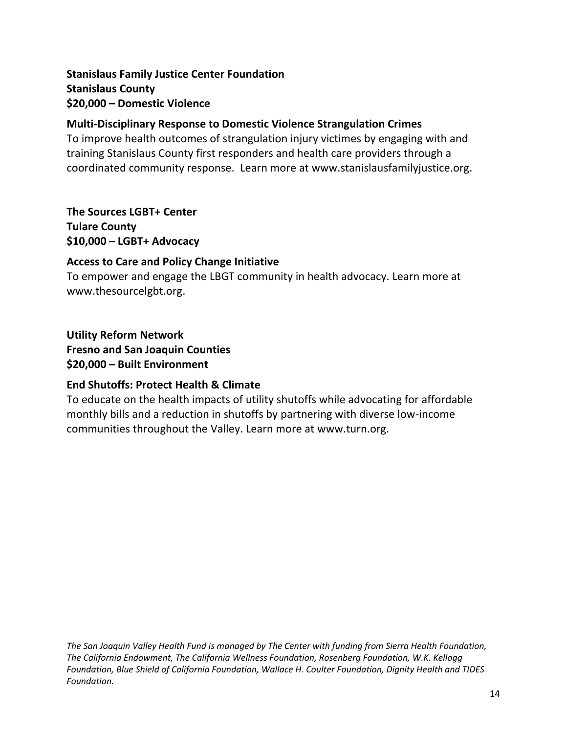**Stanislaus Family Justice Center Foundation**
**Stanislaus County**
**$20,000 – Domestic Violence**

**Multi-Disciplinary Response to Domestic Violence Strangulation Crimes**
To improve health outcomes of strangulation injury victimes by engaging with and training Stanislaus County first responders and health care providers through a coordinated community response. Learn more at www.stanislausfamilyjustice.org.

**The Sources LGBT+ Center**
**Tulare County**
**$10,000 – LGBT+ Advocacy**

**Access to Care and Policy Change Initiative**
To empower and engage the LBGT community in health advocacy. Learn more at www.thesourcelgbt.org.

**Utility Reform Network**
**Fresno and San Joaquin Counties**
**$20,000 – Built Environment**

**End Shutoffs: Protect Health & Climate**
To educate on the health impacts of utility shutoffs while advocating for affordable monthly bills and a reduction in shutoffs by partnering with diverse low-income communities throughout the Valley. Learn more at www.turn.org.

*The San Joaquin Valley Health Fund is managed by The Center with funding from Sierra Health Foundation, The California Endowment, The California Wellness Foundation, Rosenberg Foundation, W.K. Kellogg Foundation, Blue Shield of California Foundation, Wallace H. Coulter Foundation, Dignity Health and TIDES Foundation.*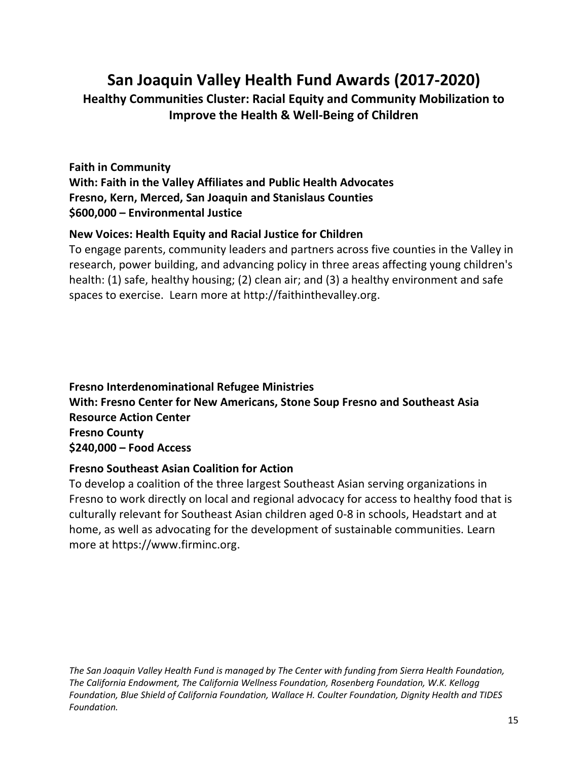# San Joaquin Valley Health Fund Awards (2017-2020)

## Healthy Communities Cluster: Racial Equity and Community Mobilization to Improve the Health & Well-Being of Children

**Faith in Community**
**With: Faith in the Valley Affiliates and Public Health Advocates**
**Fresno, Kern, Merced, San Joaquin and Stanislaus Counties**
**$600,000 – Environmental Justice**

**New Voices: Health Equity and Racial Justice for Children**
To engage parents, community leaders and partners across five counties in the Valley in research, power building, and advancing policy in three areas affecting young children's health: (1) safe, healthy housing; (2) clean air; and (3) a healthy environment and safe spaces to exercise. Learn more at http://faithinthevalley.org.

**Fresno Interdenominational Refugee Ministries**
**With: Fresno Center for New Americans, Stone Soup Fresno and Southeast Asia Resource Action Center**
**Fresno County**
**$240,000 – Food Access**

**Fresno Southeast Asian Coalition for Action**
To develop a coalition of the three largest Southeast Asian serving organizations in Fresno to work directly on local and regional advocacy for access to healthy food that is culturally relevant for Southeast Asian children aged 0-8 in schools, Headstart and at home, as well as advocating for the development of sustainable communities. Learn more at https://www.firminc.org.

*The San Joaquin Valley Health Fund is managed by The Center with funding from Sierra Health Foundation, The California Endowment, The California Wellness Foundation, Rosenberg Foundation, W.K. Kellogg Foundation, Blue Shield of California Foundation, Wallace H. Coulter Foundation, Dignity Health and TIDES Foundation.*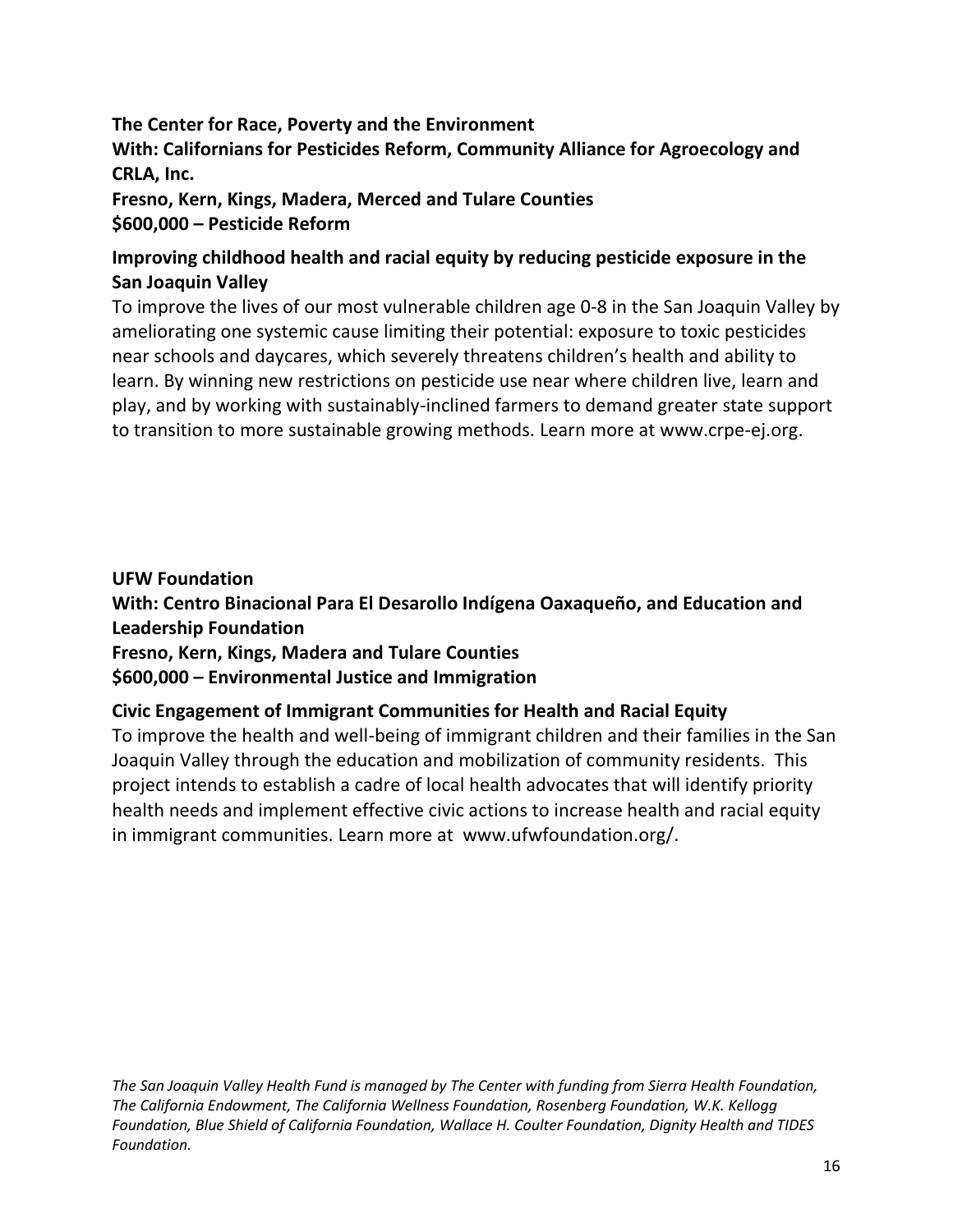**The Center for Race, Poverty and the Environment**
**With: Californians for Pesticides Reform, Community Alliance for Agroecology and CRLA, Inc.**
**Fresno, Kern, Kings, Madera, Merced and Tulare Counties**
**$600,000 – Pesticide Reform**

### Improving childhood health and racial equity by reducing pesticide exposure in the San Joaquin Valley

To improve the lives of our most vulnerable children age 0-8 in the San Joaquin Valley by ameliorating one systemic cause limiting their potential: exposure to toxic pesticides near schools and daycares, which severely threatens children's health and ability to learn. By winning new restrictions on pesticide use near where children live, learn and play, and by working with sustainably-inclined farmers to demand greater state support to transition to more sustainable growing methods. Learn more at www.crpe-ej.org.

**UFW Foundation**
**With: Centro Binacional Para El Desarollo Indígena Oaxaqueño, and Education and Leadership Foundation**
**Fresno, Kern, Kings, Madera and Tulare Counties**
**$600,000 – Environmental Justice and Immigration**

### Civic Engagement of Immigrant Communities for Health and Racial Equity

To improve the health and well-being of immigrant children and their families in the San Joaquin Valley through the education and mobilization of community residents. This project intends to establish a cadre of local health advocates that will identify priority health needs and implement effective civic actions to increase health and racial equity in immigrant communities. Learn more at www.ufwfoundation.org/.

*The San Joaquin Valley Health Fund is managed by The Center with funding from Sierra Health Foundation, The California Endowment, The California Wellness Foundation, Rosenberg Foundation, W.K. Kellogg Foundation, Blue Shield of California Foundation, Wallace H. Coulter Foundation, Dignity Health and TIDES Foundation.*